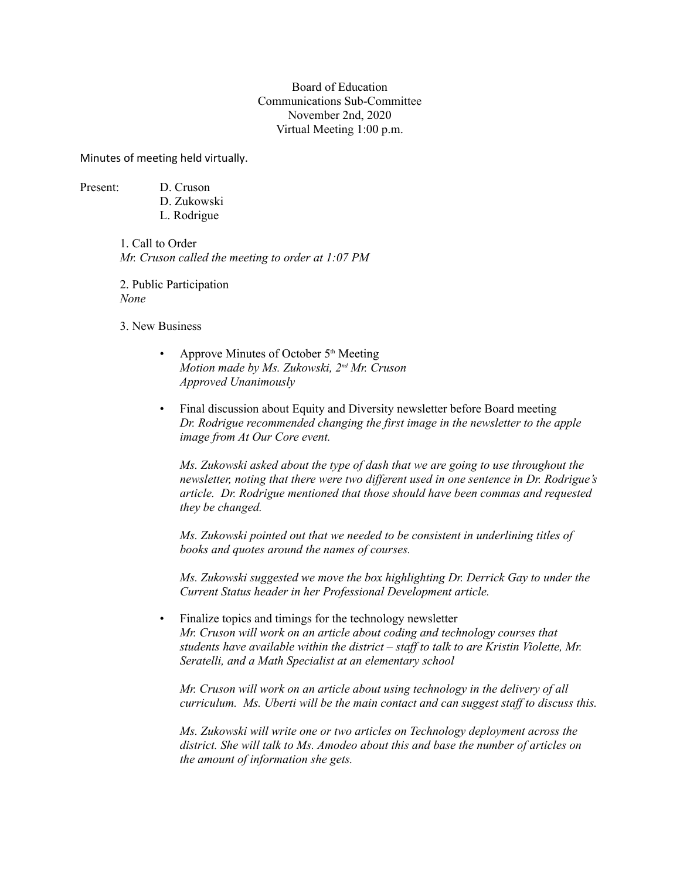Board of Education
Communications Sub-Committee
November 2nd, 2020
Virtual Meeting 1:00 p.m.

Minutes of meeting held virtually.

Present: D. Cruson
D. Zukowski
L. Rodrigue

1. Call to Order
*Mr. Cruson called the meeting to order at 1:07 PM*

2. Public Participation
*None*

3. New Business

- Approve Minutes of October 5th Meeting
*Motion made by Ms. Zukowski, 2nd Mr. Cruson*
*Approved Unanimously*

- Final discussion about Equity and Diversity newsletter before Board meeting
*Dr. Rodrigue recommended changing the first image in the newsletter to the apple image from At Our Core event.*

  *Ms. Zukowski asked about the type of dash that we are going to use throughout the newsletter, noting that there were two different used in one sentence in Dr. Rodrigue's article. Dr. Rodrigue mentioned that those should have been commas and requested they be changed.*

  *Ms. Zukowski pointed out that we needed to be consistent in underlining titles of books and quotes around the names of courses.*

  *Ms. Zukowski suggested we move the box highlighting Dr. Derrick Gay to under the Current Status header in her Professional Development article.*

- Finalize topics and timings for the technology newsletter
*Mr. Cruson will work on an article about coding and technology courses that students have available within the district – staff to talk to are Kristin Violette, Mr. Seratelli, and a Math Specialist at an elementary school*

  *Mr. Cruson will work on an article about using technology in the delivery of all curriculum. Ms. Uberti will be the main contact and can suggest staff to discuss this.*

  *Ms. Zukowski will write one or two articles on Technology deployment across the district. She will talk to Ms. Amodeo about this and base the number of articles on the amount of information she gets.*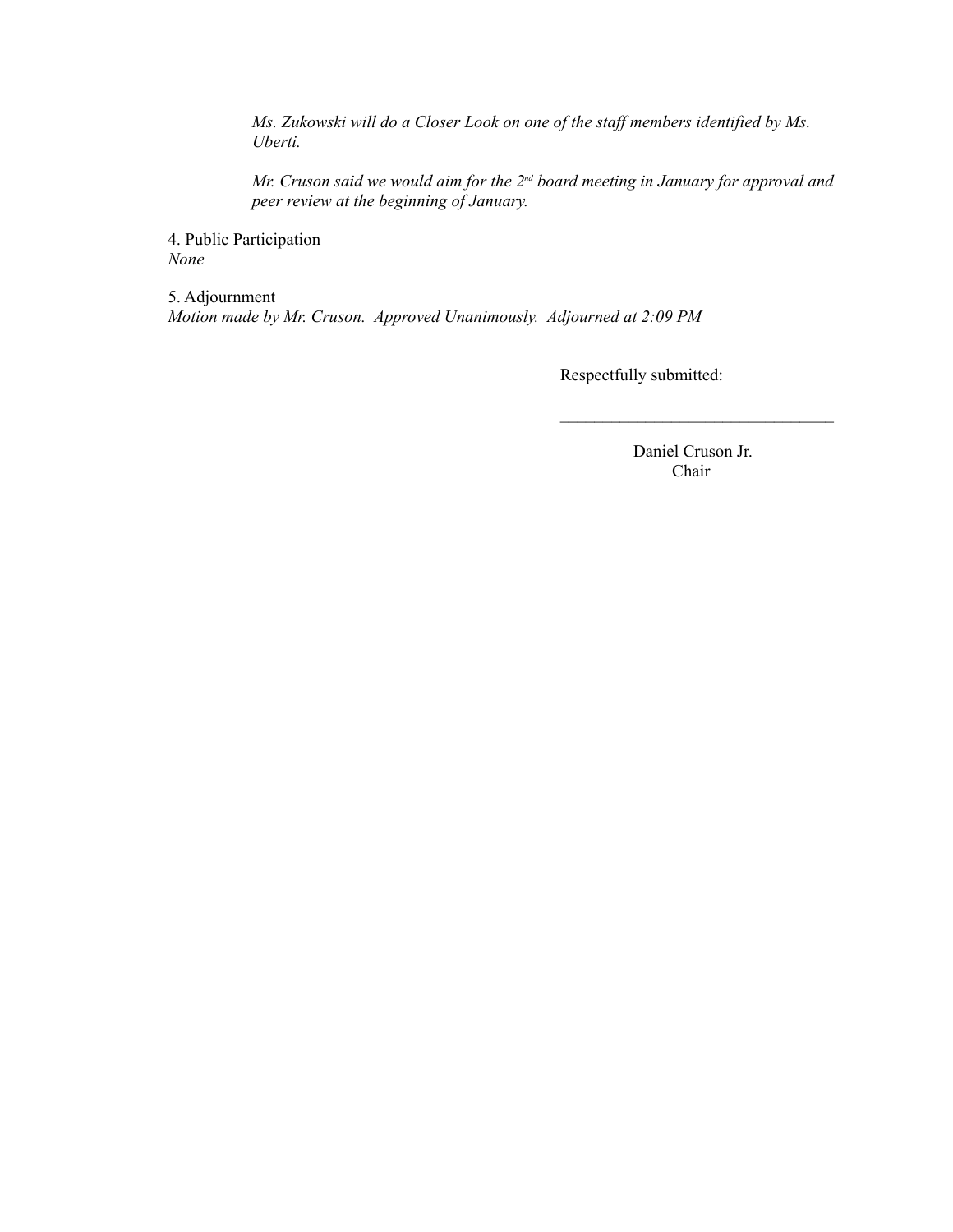*Ms. Zukowski will do a Closer Look on one of the staff members identified by Ms. Uberti.*

*Mr. Cruson said we would aim for the 2nd board meeting in January for approval and peer review at the beginning of January.*

4. Public Participation
*None*

5. Adjournment
*Motion made by Mr. Cruson. Approved Unanimously. Adjourned at 2:09 PM*

Respectfully submitted:

\_\_\_\_\_\_\_\_\_\_\_\_\_\_\_\_\_\_\_\_\_\_\_\_\_\_\_\_\_\_\_\_\_

Daniel Cruson Jr.
Chair